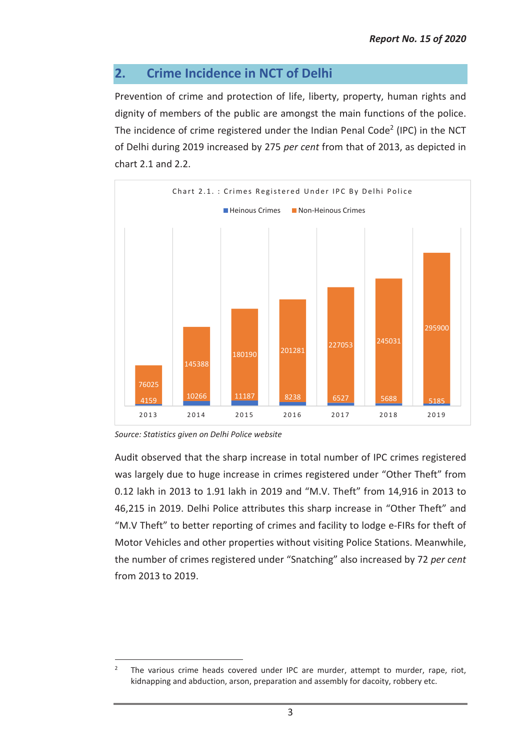## 2. Crime Incidence in NCT of Delhi

Prevention of crime and protection of life, liberty, property, human rights and dignity of members of the public are amongst the main functions of the police. The incidence of crime registered under the Indian Penal Code[2] (IPC) in the NCT of Delhi during 2019 increased by 275 *per cent* from that of 2013, as depicted in chart 2.1 and 2.2.

Chart 2.1. : Crimes Registered Under IPC By Delhi Police

| Year | Heinous Crimes | Non-Heinous Crimes |
|---|---|---|
| 2013 | 4159 | 76025 |
| 2014 | 10266 | 145388 |
| 2015 | 11187 | 180190 |
| 2016 | 8238 | 201281 |
| 2017 | 6527 | 227053 |
| 2018 | 5688 | 245031 |
| 2019 | 5185 | 295900 |

*Source: Statistics given on Delhi Police website*

Audit observed that the sharp increase in total number of IPC crimes registered was largely due to huge increase in crimes registered under "Other Theft" from 0.12 lakh in 2013 to 1.91 lakh in 2019 and "M.V. Theft" from 14,916 in 2013 to 46,215 in 2019. Delhi Police attributes this sharp increase in "Other Theft" and "M.V Theft" to better reporting of crimes and facility to lodge e-FIRs for theft of Motor Vehicles and other properties without visiting Police Stations. Meanwhile, the number of crimes registered under "Snatching" also increased by 72 *per cent* from 2013 to 2019.

---

[2] The various crime heads covered under IPC are murder, attempt to murder, rape, riot, kidnapping and abduction, arson, preparation and assembly for dacoity, robbery etc.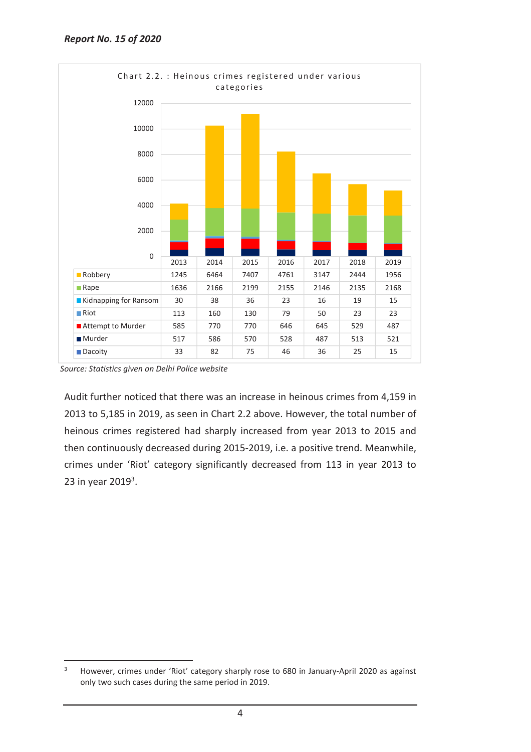Chart 2.2. : Heinous crimes registered under various categories

12000
10000
8000
6000
4000
2000
0

| | 2013 | 2014 | 2015 | 2016 | 2017 | 2018 | 2019 |
|---|---|---|---|---|---|---|---|
| Robbery | 1245 | 6464 | 7407 | 4761 | 3147 | 2444 | 1956 |
| Rape | 1636 | 2166 | 2199 | 2155 | 2146 | 2135 | 2168 |
| Kidnapping for Ransom | 30 | 38 | 36 | 23 | 16 | 19 | 15 |
| Riot | 113 | 160 | 130 | 79 | 50 | 23 | 23 |
| Attempt to Murder | 585 | 770 | 770 | 646 | 645 | 529 | 487 |
| Murder | 517 | 586 | 570 | 528 | 487 | 513 | 521 |
| Dacoity | 33 | 82 | 75 | 46 | 36 | 25 | 15 |

*Source: Statistics given on Delhi Police website*

Audit further noticed that there was an increase in heinous crimes from 4,159 in 2013 to 5,185 in 2019, as seen in Chart 2.2 above. However, the total number of heinous crimes registered had sharply increased from year 2013 to 2015 and then continuously decreased during 2015-2019, i.e. a positive trend. Meanwhile, crimes under 'Riot' category significantly decreased from 113 in year 2013 to 23 in year 2019[3].

---

[3] However, crimes under 'Riot' category sharply rose to 680 in January-April 2020 as against only two such cases during the same period in 2019.